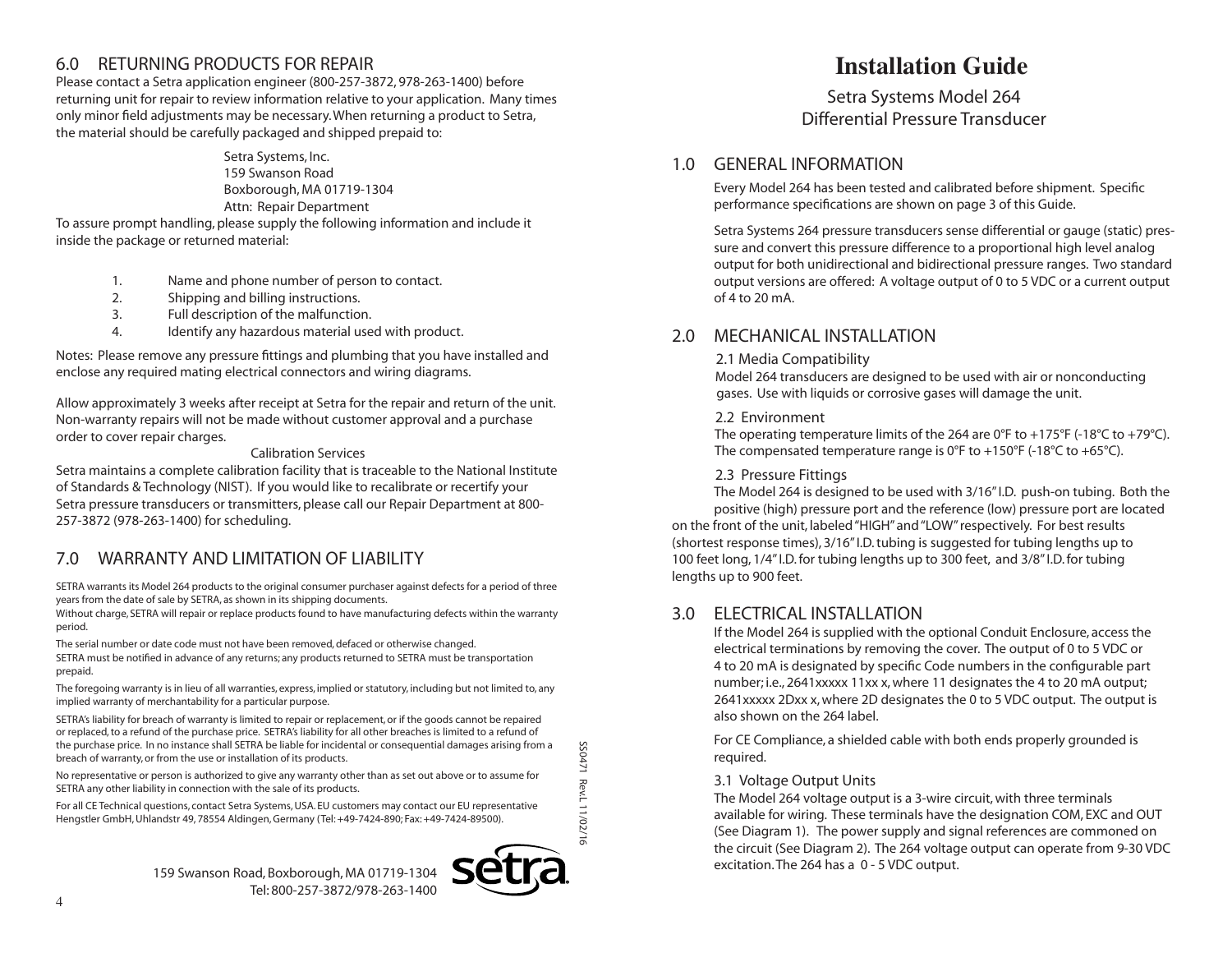# Installation Guide

Setra Systems Model 264
Differential Pressure Transducer

## 1.0 GENERAL INFORMATION

Every Model 264 has been tested and calibrated before shipment. Specific performance specifications are shown on page 3 of this Guide.

Setra Systems 264 pressure transducers sense differential or gauge (static) pressure and convert this pressure difference to a proportional high level analog output for both unidirectional and bidirectional pressure ranges. Two standard output versions are offered: A voltage output of 0 to 5 VDC or a current output of 4 to 20 mA.

## 2.0 MECHANICAL INSTALLATION

### 2.1 Media Compatibility

Model 264 transducers are designed to be used with air or nonconducting gases. Use with liquids or corrosive gases will damage the unit.

### 2.2 Environment

The operating temperature limits of the 264 are 0°F to +175°F (-18°C to +79°C). The compensated temperature range is 0°F to +150°F (-18°C to +65°C).

### 2.3 Pressure Fittings

The Model 264 is designed to be used with 3/16" I.D. push-on tubing. Both the positive (high) pressure port and the reference (low) pressure port are located on the front of the unit, labeled "HIGH" and "LOW" respectively. For best results (shortest response times), 3/16" I.D. tubing is suggested for tubing lengths up to 100 feet long, 1/4" I.D. for tubing lengths up to 300 feet, and 3/8" I.D. for tubing lengths up to 900 feet.

## 3.0 ELECTRICAL INSTALLATION

If the Model 264 is supplied with the optional Conduit Enclosure, access the electrical terminations by removing the cover. The output of 0 to 5 VDC or 4 to 20 mA is designated by specific Code numbers in the configurable part number; i.e., 2641xxxxx 11xx x, where 11 designates the 4 to 20 mA output; 2641xxxxx 2Dxx x, where 2D designates the 0 to 5 VDC output. The output is also shown on the 264 label.

For CE Compliance, a shielded cable with both ends properly grounded is required.

### 3.1 Voltage Output Units

The Model 264 voltage output is a 3-wire circuit, with three terminals available for wiring. These terminals have the designation COM, EXC and OUT (See Diagram 1). The power supply and signal references are commoned on the circuit (See Diagram 2). The 264 voltage output can operate from 9-30 VDC excitation. The 264 has a 0 - 5 VDC output.

## 6.0 RETURNING PRODUCTS FOR REPAIR

Please contact a Setra application engineer (800-257-3872, 978-263-1400) before returning unit for repair to review information relative to your application. Many times only minor field adjustments may be necessary. When returning a product to Setra, the material should be carefully packaged and shipped prepaid to:

Setra Systems, Inc.
159 Swanson Road
Boxborough, MA 01719-1304
Attn: Repair Department

To assure prompt handling, please supply the following information and include it inside the package or returned material:

1. Name and phone number of person to contact.
2. Shipping and billing instructions.
3. Full description of the malfunction.
4. Identify any hazardous material used with product.

Notes: Please remove any pressure fittings and plumbing that you have installed and enclose any required mating electrical connectors and wiring diagrams.

Allow approximately 3 weeks after receipt at Setra for the repair and return of the unit. Non-warranty repairs will not be made without customer approval and a purchase order to cover repair charges.

Calibration Services

Setra maintains a complete calibration facility that is traceable to the National Institute of Standards & Technology (NIST). If you would like to recalibrate or recertify your Setra pressure transducers or transmitters, please call our Repair Department at 800-257-3872 (978-263-1400) for scheduling.

## 7.0 WARRANTY AND LIMITATION OF LIABILITY

SETRA warrants its Model 264 products to the original consumer purchaser against defects for a period of three years from the date of sale by SETRA, as shown in its shipping documents.
Without charge, SETRA will repair or replace products found to have manufacturing defects within the warranty period.

The serial number or date code must not have been removed, defaced or otherwise changed.
SETRA must be notified in advance of any returns; any products returned to SETRA must be transportation prepaid.

The foregoing warranty is in lieu of all warranties, express, implied or statutory, including but not limited to, any implied warranty of merchantability for a particular purpose.

SETRA's liability for breach of warranty is limited to repair or replacement, or if the goods cannot be repaired or replaced, to a refund of the purchase price. SETRA's liability for all other breaches is limited to a refund of the purchase price. In no instance shall SETRA be liable for incidental or consequential damages arising from a breach of warranty, or from the use or installation of its products.

No representative or person is authorized to give any warranty other than as set out above or to assume for SETRA any other liability in connection with the sale of its products.

For all CE Technical questions, contact Setra Systems, USA. EU customers may contact our EU representative Hengstler GmbH, Uhlandstr 49, 78554 Aldingen, Germany (Tel: +49-7424-890; Fax: +49-7424-89500).

159 Swanson Road, Boxborough, MA 01719-1304
Tel: 800-257-3872/978-263-1400

setra

SS0471 Rev.L 11/02/16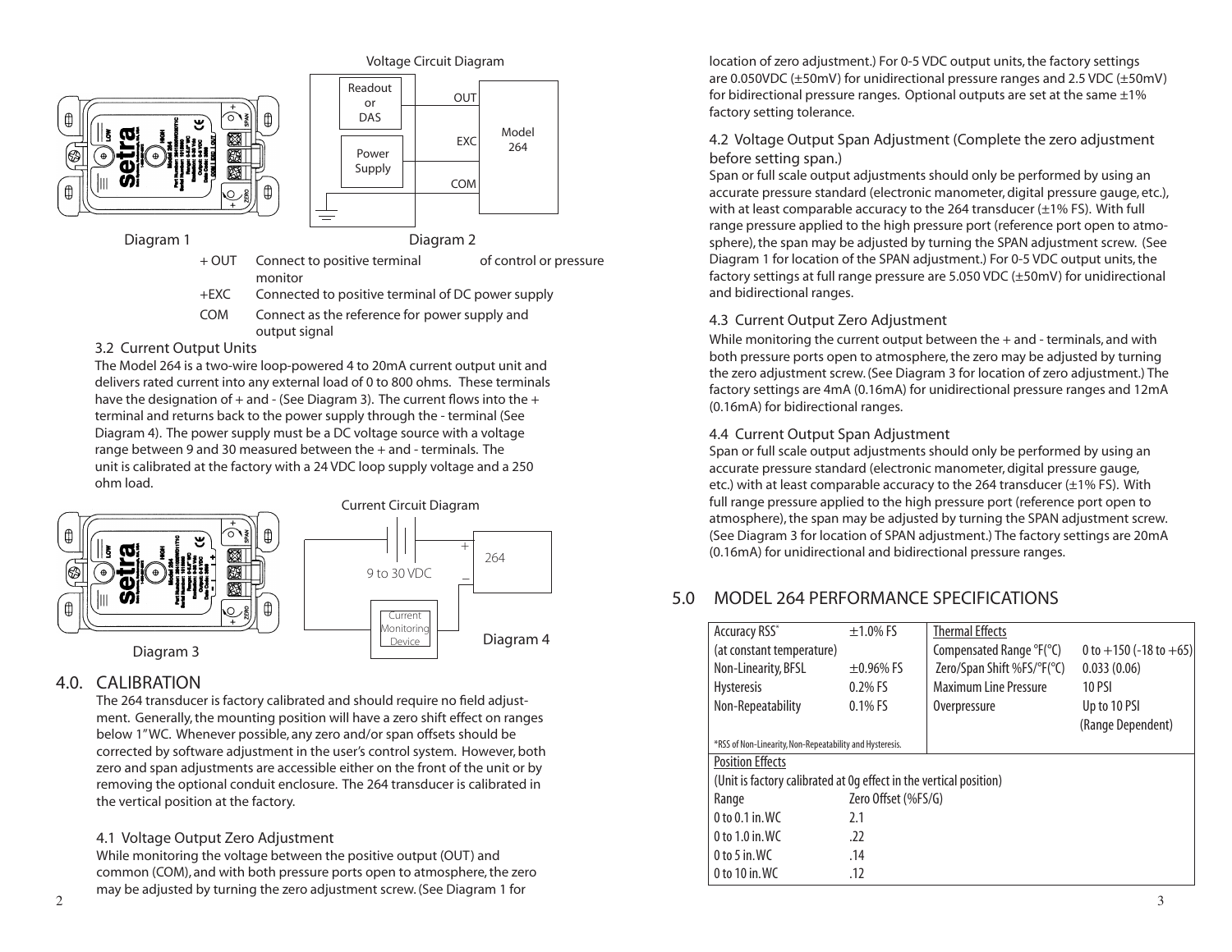Voltage Circuit Diagram

Readout or DAS

Power Supply

OUT

EXC

COM

Model 264

Diagram 1

Diagram 2

| | |
|---|---|
| + OUT | Connect to positive terminal of control or pressure monitor |
| +EXC | Connected to positive terminal of DC power supply |
| COM | Connect as the reference for power supply and output signal |

### 3.2 Current Output Units

The Model 264 is a two-wire loop-powered 4 to 20mA current output unit and delivers rated current into any external load of 0 to 800 ohms. These terminals have the designation of + and - (See Diagram 3). The current flows into the + terminal and returns back to the power supply through the - terminal (See Diagram 4). The power supply must be a DC voltage source with a voltage range between 9 and 30 measured between the + and - terminals. The unit is calibrated at the factory with a 24 VDC loop supply voltage and a 250 ohm load.

Current Circuit Diagram

9 to 30 VDC

264

Current Monitoring Device

Diagram 3

Diagram 4

## 4.0. CALIBRATION

The 264 transducer is factory calibrated and should require no field adjustment. Generally, the mounting position will have a zero shift effect on ranges below 1"WC. Whenever possible, any zero and/or span offsets should be corrected by software adjustment in the user's control system. However, both zero and span adjustments are accessible either on the front of the unit or by removing the optional conduit enclosure. The 264 transducer is calibrated in the vertical position at the factory.

### 4.1 Voltage Output Zero Adjustment

While monitoring the voltage between the positive output (OUT) and common (COM), and with both pressure ports open to atmosphere, the zero may be adjusted by turning the zero adjustment screw. (See Diagram 1 for location of zero adjustment.) For 0-5 VDC output units, the factory settings are 0.050VDC (±50mV) for unidirectional pressure ranges and 2.5 VDC (±50mV) for bidirectional pressure ranges. Optional outputs are set at the same ±1% factory setting tolerance.

### 4.2 Voltage Output Span Adjustment (Complete the zero adjustment before setting span.)

Span or full scale output adjustments should only be performed by using an accurate pressure standard (electronic manometer, digital pressure gauge, etc.), with at least comparable accuracy to the 264 transducer (±1% FS). With full range pressure applied to the high pressure port (reference port open to atmosphere), the span may be adjusted by turning the SPAN adjustment screw. (See Diagram 1 for location of the SPAN adjustment.) For 0-5 VDC output units, the factory settings at full range pressure are 5.050 VDC (±50mV) for unidirectional and bidirectional ranges.

### 4.3 Current Output Zero Adjustment

While monitoring the current output between the + and - terminals, and with both pressure ports open to atmosphere, the zero may be adjusted by turning the zero adjustment screw. (See Diagram 3 for location of zero adjustment.) The factory settings are 4mA (0.16mA) for unidirectional pressure ranges and 12mA (0.16mA) for bidirectional ranges.

### 4.4 Current Output Span Adjustment

Span or full scale output adjustments should only be performed by using an accurate pressure standard (electronic manometer, digital pressure gauge, etc.) with at least comparable accuracy to the 264 transducer (±1% FS). With full range pressure applied to the high pressure port (reference port open to atmosphere), the span may be adjusted by turning the SPAN adjustment screw. (See Diagram 3 for location of SPAN adjustment.) The factory settings are 20mA (0.16mA) for unidirectional and bidirectional pressure ranges.

## 5.0 MODEL 264 PERFORMANCE SPECIFICATIONS

| | | | |
|---|---|---|---|
| Accuracy RSS* (at constant temperature) | ±1.0% FS | Thermal Effects | |
| | | Compensated Range °F(°C) | 0 to +150 (-18 to +65) |
| Non-Linearity, BFSL | ±0.96% FS | Zero/Span Shift %FS/°F(°C) | 0.033 (0.06) |
| Hysteresis | 0.2% FS | Maximum Line Pressure | 10 PSI |
| Non-Repeatability | 0.1% FS | Overpressure | Up to 10 PSI (Range Dependent) |
| *RSS of Non-Linearity, Non-Repeatability and Hysteresis. | | | |
| Position Effects | | | |
| (Unit is factory calibrated at 0g effect in the vertical position) | | | |
| Range | Zero Offset (%FS/G) | | |
| 0 to 0.1 in. WC | 2.1 | | |
| 0 to 1.0 in. WC | .22 | | |
| 0 to 5 in. WC | .14 | | |
| 0 to 10 in. WC | .12 | | |